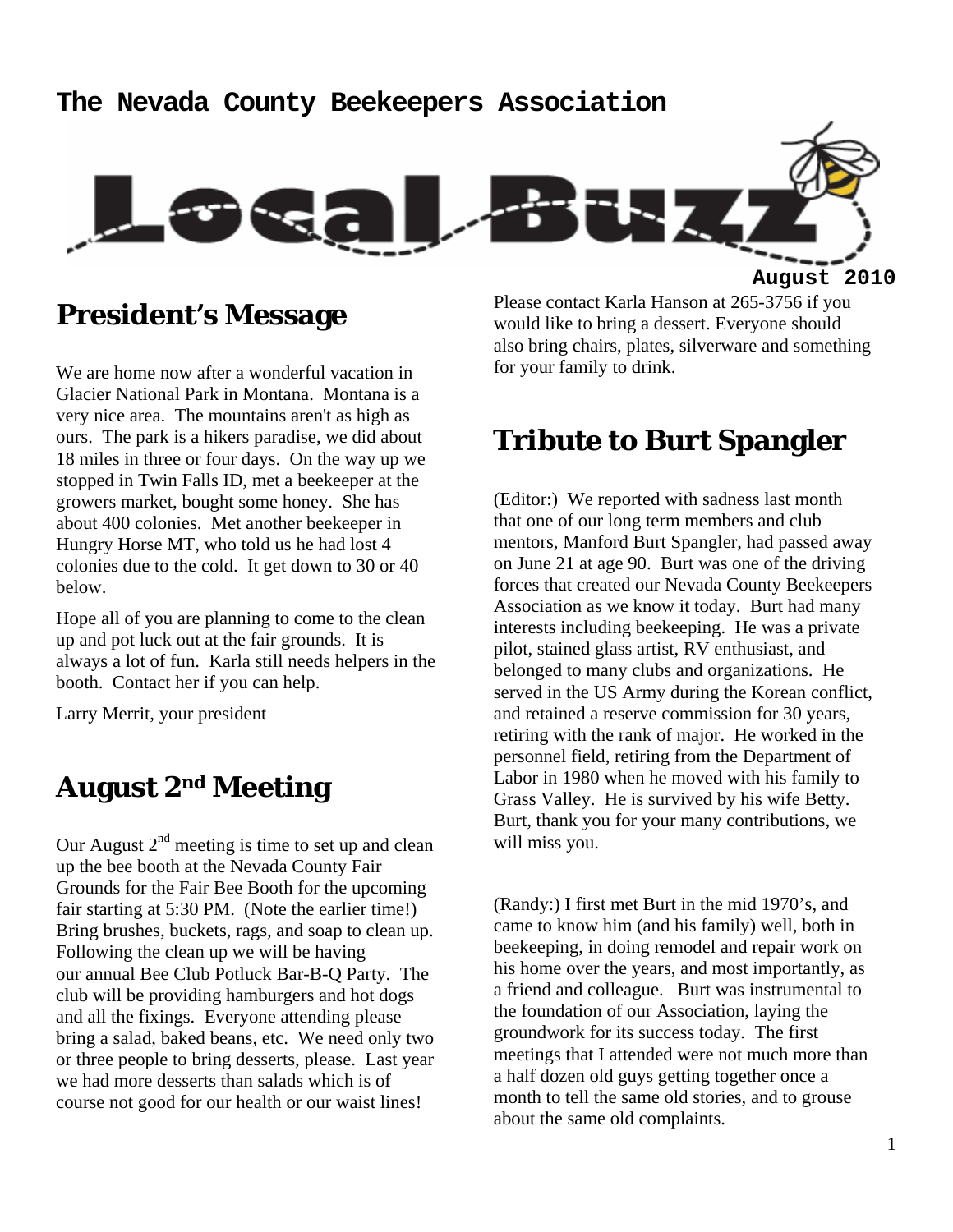# The Nevada County Beekeepers Association

# Local Buzz

**August 2010**

## President's Message

We are home now after a wonderful vacation in Glacier National Park in Montana. Montana is a very nice area. The mountains aren't as high as ours. The park is a hikers paradise, we did about 18 miles in three or four days. On the way up we stopped in Twin Falls ID, met a beekeeper at the growers market, bought some honey. She has about 400 colonies. Met another beekeeper in Hungry Horse MT, who told us he had lost 4 colonies due to the cold. It get down to 30 or 40 below.

Hope all of you are planning to come to the clean up and pot luck out at the fair grounds. It is always a lot of fun. Karla still needs helpers in the booth. Contact her if you can help.

Larry Merrit, your president

## August 2nd Meeting

Our August 2nd meeting is time to set up and clean up the bee booth at the Nevada County Fair Grounds for the Fair Bee Booth for the upcoming fair starting at 5:30 PM. (Note the earlier time!) Bring brushes, buckets, rags, and soap to clean up. Following the clean up we will be having our annual Bee Club Potluck Bar-B-Q Party. The club will be providing hamburgers and hot dogs and all the fixings. Everyone attending please bring a salad, baked beans, etc. We need only two or three people to bring desserts, please. Last year we had more desserts than salads which is of course not good for our health or our waist lines!

Please contact Karla Hanson at 265-3756 if you would like to bring a dessert. Everyone should also bring chairs, plates, silverware and something for your family to drink.

## Tribute to Burt Spangler

(Editor:) We reported with sadness last month that one of our long term members and club mentors, Manford Burt Spangler, had passed away on June 21 at age 90. Burt was one of the driving forces that created our Nevada County Beekeepers Association as we know it today. Burt had many interests including beekeeping. He was a private pilot, stained glass artist, RV enthusiast, and belonged to many clubs and organizations. He served in the US Army during the Korean conflict, and retained a reserve commission for 30 years, retiring with the rank of major. He worked in the personnel field, retiring from the Department of Labor in 1980 when he moved with his family to Grass Valley. He is survived by his wife Betty. Burt, thank you for your many contributions, we will miss you.

(Randy:) I first met Burt in the mid 1970's, and came to know him (and his family) well, both in beekeeping, in doing remodel and repair work on his home over the years, and most importantly, as a friend and colleague. Burt was instrumental to the foundation of our Association, laying the groundwork for its success today. The first meetings that I attended were not much more than a half dozen old guys getting together once a month to tell the same old stories, and to grouse about the same old complaints.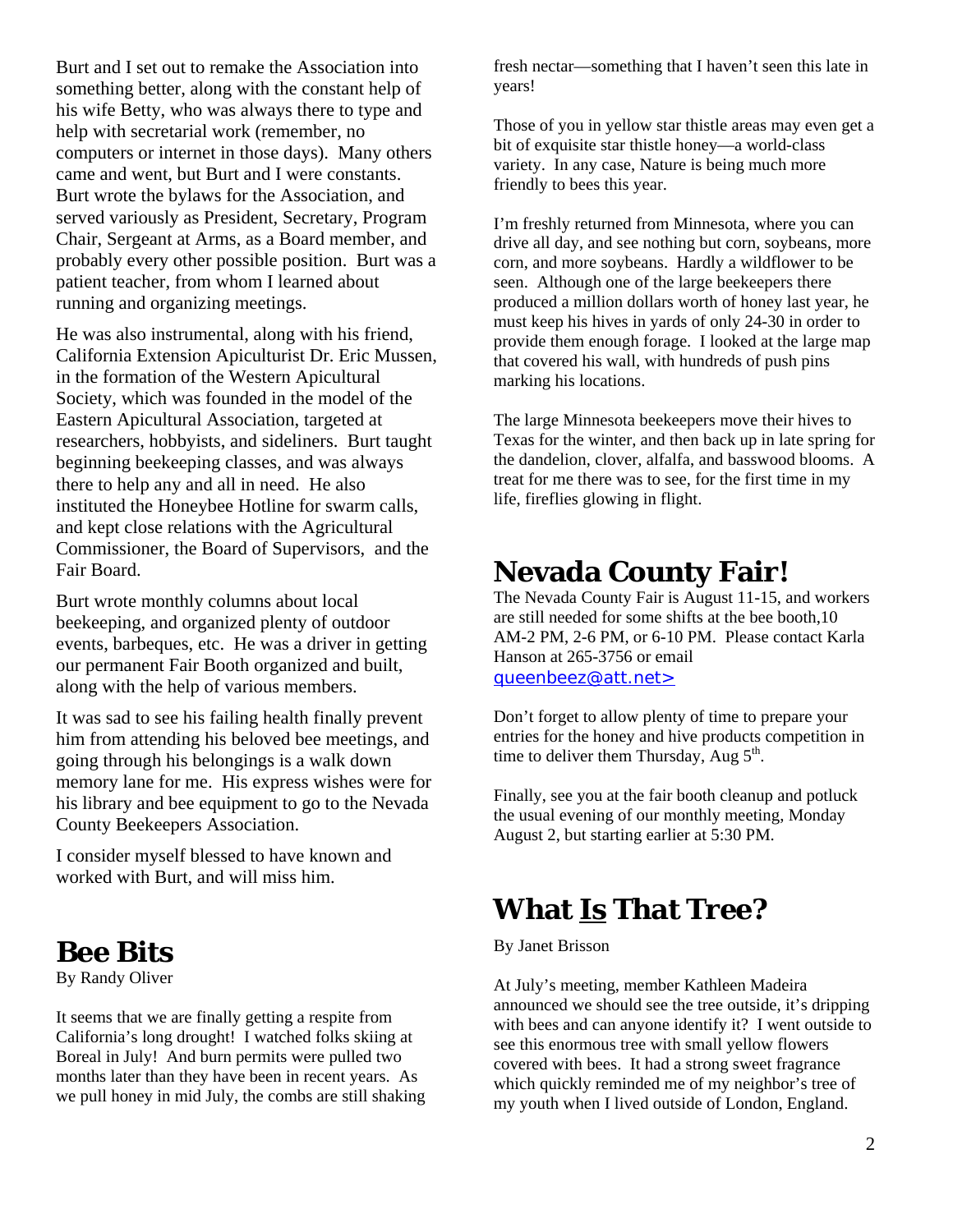Burt and I set out to remake the Association into something better, along with the constant help of his wife Betty, who was always there to type and help with secretarial work (remember, no computers or internet in those days). Many others came and went, but Burt and I were constants. Burt wrote the bylaws for the Association, and served variously as President, Secretary, Program Chair, Sergeant at Arms, as a Board member, and probably every other possible position. Burt was a patient teacher, from whom I learned about running and organizing meetings.

He was also instrumental, along with his friend, California Extension Apiculturist Dr. Eric Mussen, in the formation of the Western Apicultural Society, which was founded in the model of the Eastern Apicultural Association, targeted at researchers, hobbyists, and sideliners. Burt taught beginning beekeeping classes, and was always there to help any and all in need. He also instituted the Honeybee Hotline for swarm calls, and kept close relations with the Agricultural Commissioner, the Board of Supervisors, and the Fair Board.

Burt wrote monthly columns about local beekeeping, and organized plenty of outdoor events, barbeques, etc. He was a driver in getting our permanent Fair Booth organized and built, along with the help of various members.

It was sad to see his failing health finally prevent him from attending his beloved bee meetings, and going through his belongings is a walk down memory lane for me. His express wishes were for his library and bee equipment to go to the Nevada County Beekeepers Association.

I consider myself blessed to have known and worked with Burt, and will miss him.

# Bee Bits

By Randy Oliver

It seems that we are finally getting a respite from California's long drought! I watched folks skiing at Boreal in July! And burn permits were pulled two months later than they have been in recent years. As we pull honey in mid July, the combs are still shaking fresh nectar—something that I haven't seen this late in years!

Those of you in yellow star thistle areas may even get a bit of exquisite star thistle honey—a world-class variety. In any case, Nature is being much more friendly to bees this year.

I'm freshly returned from Minnesota, where you can drive all day, and see nothing but corn, soybeans, more corn, and more soybeans. Hardly a wildflower to be seen. Although one of the large beekeepers there produced a million dollars worth of honey last year, he must keep his hives in yards of only 24-30 in order to provide them enough forage. I looked at the large map that covered his wall, with hundreds of push pins marking his locations.

The large Minnesota beekeepers move their hives to Texas for the winter, and then back up in late spring for the dandelion, clover, alfalfa, and basswood blooms. A treat for me there was to see, for the first time in my life, fireflies glowing in flight.

# Nevada County Fair!

The Nevada County Fair is August 11-15, and workers are still needed for some shifts at the bee booth,10 AM-2 PM, 2-6 PM, or 6-10 PM. Please contact Karla Hanson at 265-3756 or email queenbeez@att.net>

Don't forget to allow plenty of time to prepare your entries for the honey and hive products competition in time to deliver them Thursday, Aug 5th.

Finally, see you at the fair booth cleanup and potluck the usual evening of our monthly meeting, Monday August 2, but starting earlier at 5:30 PM.

# What Is That Tree?

By Janet Brisson

At July's meeting, member Kathleen Madeira announced we should see the tree outside, it's dripping with bees and can anyone identify it? I went outside to see this enormous tree with small yellow flowers covered with bees. It had a strong sweet fragrance which quickly reminded me of my neighbor's tree of my youth when I lived outside of London, England.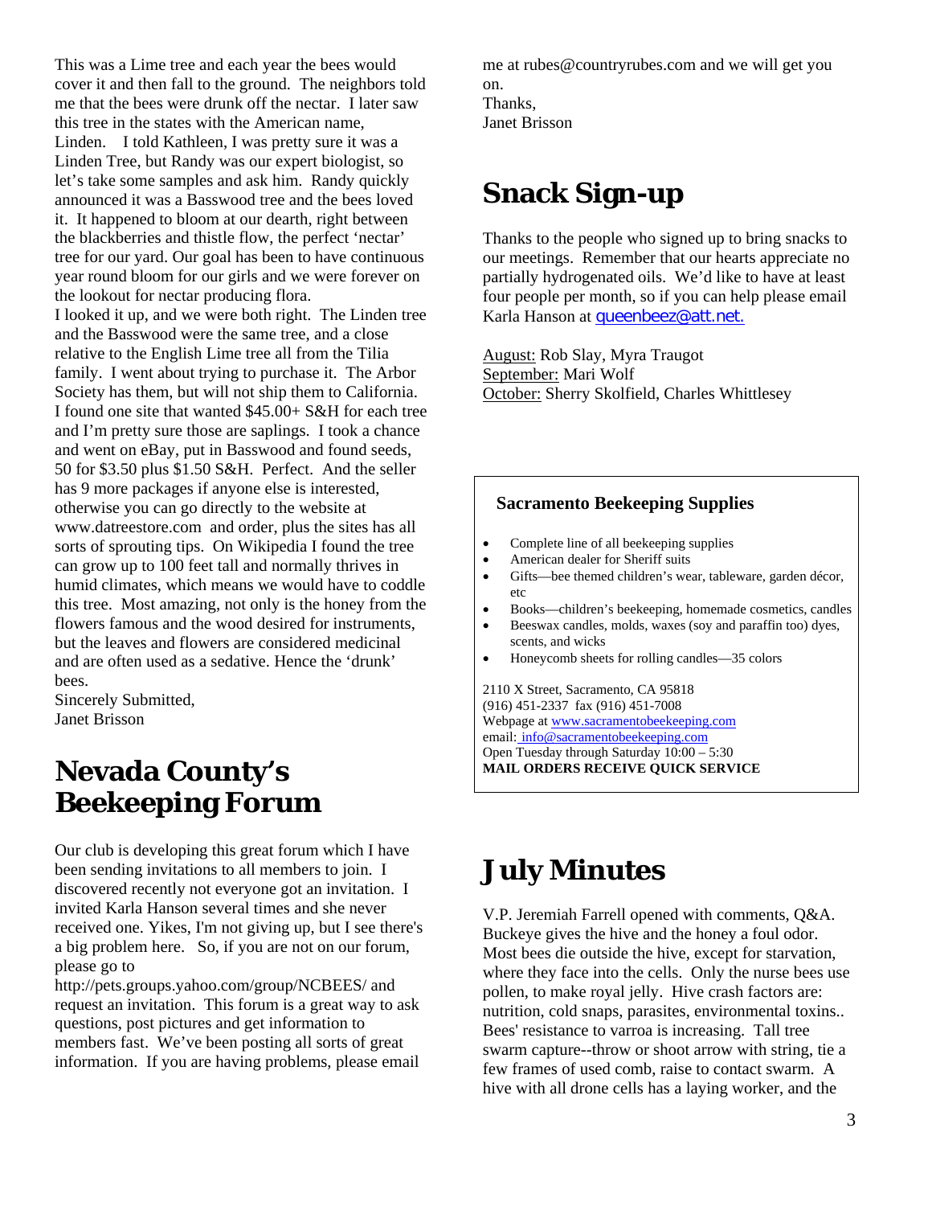This was a Lime tree and each year the bees would cover it and then fall to the ground. The neighbors told me that the bees were drunk off the nectar. I later saw this tree in the states with the American name, Linden. I told Kathleen, I was pretty sure it was a Linden Tree, but Randy was our expert biologist, so let's take some samples and ask him. Randy quickly announced it was a Basswood tree and the bees loved it. It happened to bloom at our dearth, right between the blackberries and thistle flow, the perfect 'nectar' tree for our yard. Our goal has been to have continuous year round bloom for our girls and we were forever on the lookout for nectar producing flora.

I looked it up, and we were both right. The Linden tree and the Basswood were the same tree, and a close relative to the English Lime tree all from the Tilia family. I went about trying to purchase it. The Arbor Society has them, but will not ship them to California. I found one site that wanted $45.00+ S&H for each tree and I'm pretty sure those are saplings. I took a chance and went on eBay, put in Basswood and found seeds, 50 for $3.50 plus $1.50 S&H. Perfect. And the seller has 9 more packages if anyone else is interested, otherwise you can go directly to the website at www.datreestore.com and order, plus the sites has all sorts of sprouting tips. On Wikipedia I found the tree can grow up to 100 feet tall and normally thrives in humid climates, which means we would have to coddle this tree. Most amazing, not only is the honey from the flowers famous and the wood desired for instruments, but the leaves and flowers are considered medicinal and are often used as a sedative. Hence the 'drunk' bees.

Sincerely Submitted,
Janet Brisson

# Nevada County's Beekeeping Forum

Our club is developing this great forum which I have been sending invitations to all members to join. I discovered recently not everyone got an invitation. I invited Karla Hanson several times and she never received one. Yikes, I'm not giving up, but I see there's a big problem here. So, if you are not on our forum, please go to http://pets.groups.yahoo.com/group/NCBEES/ and request an invitation. This forum is a great way to ask questions, post pictures and get information to members fast. We've been posting all sorts of great information. If you are having problems, please email me at rubes@countryrubes.com and we will get you on.

Thanks,
Janet Brisson

# Snack Sign-up

Thanks to the people who signed up to bring snacks to our meetings. Remember that our hearts appreciate no partially hydrogenated oils. We'd like to have at least four people per month, so if you can help please email Karla Hanson at queenbeez@att.net.

August: Rob Slay, Myra Traugot
September: Mari Wolf
October: Sherry Skolfield, Charles Whittlesey

**Sacramento Beekeeping Supplies**

- Complete line of all beekeeping supplies
- American dealer for Sheriff suits
- Gifts—bee themed children's wear, tableware, garden décor, etc
- Books—children's beekeeping, homemade cosmetics, candles
- Beeswax candles, molds, waxes (soy and paraffin too) dyes, scents, and wicks
- Honeycomb sheets for rolling candles—35 colors

2110 X Street, Sacramento, CA 95818
(916) 451-2337 fax (916) 451-7008
Webpage at www.sacramentobeekeeping.com
email: info@sacramentobeekeeping.com
Open Tuesday through Saturday 10:00 – 5:30
**MAIL ORDERS RECEIVE QUICK SERVICE**

# July Minutes

V.P. Jeremiah Farrell opened with comments, Q&A. Buckeye gives the hive and the honey a foul odor. Most bees die outside the hive, except for starvation, where they face into the cells. Only the nurse bees use pollen, to make royal jelly. Hive crash factors are: nutrition, cold snaps, parasites, environmental toxins.. Bees' resistance to varroa is increasing. Tall tree swarm capture--throw or shoot arrow with string, tie a few frames of used comb, raise to contact swarm. A hive with all drone cells has a laying worker, and the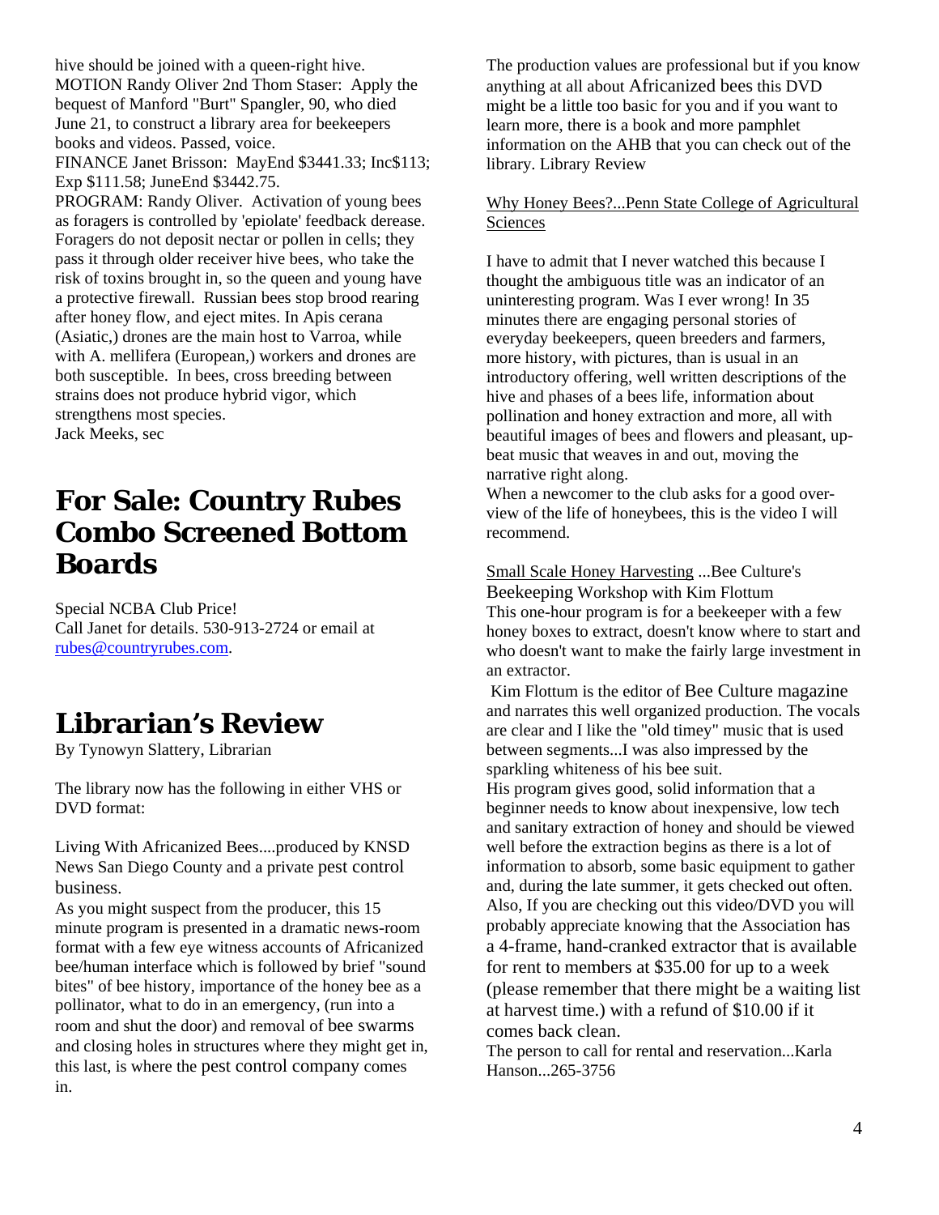hive should be joined with a queen-right hive.
MOTION Randy Oliver 2nd Thom Staser: Apply the bequest of Manford "Burt" Spangler, 90, who died June 21, to construct a library area for beekeepers books and videos. Passed, voice.
FINANCE Janet Brisson: MayEnd $3441.33; Inc$113; Exp $111.58; JuneEnd $3442.75.
PROGRAM: Randy Oliver. Activation of young bees as foragers is controlled by 'epiolate' feedback derease. Foragers do not deposit nectar or pollen in cells; they pass it through older receiver hive bees, who take the risk of toxins brought in, so the queen and young have a protective firewall. Russian bees stop brood rearing after honey flow, and eject mites. In Apis cerana (Asiatic,) drones are the main host to Varroa, while with A. mellifera (European,) workers and drones are both susceptible. In bees, cross breeding between strains does not produce hybrid vigor, which strengthens most species.
Jack Meeks, sec

# For Sale: Country Rubes Combo Screened Bottom Boards

Special NCBA Club Price!
Call Janet for details. 530-913-2724 or email at rubes@countryrubes.com.

# Librarian's Review

By Tynowyn Slattery, Librarian

The library now has the following in either VHS or DVD format:

Living With Africanized Bees....produced by KNSD News San Diego County and a private pest control business.
As you might suspect from the producer, this 15 minute program is presented in a dramatic news-room format with a few eye witness accounts of Africanized bee/human interface which is followed by brief "sound bites" of bee history, importance of the honey bee as a pollinator, what to do in an emergency, (run into a room and shut the door) and removal of bee swarms and closing holes in structures where they might get in, this last, is where the pest control company comes in.
The production values are professional but if you know anything at all about Africanized bees this DVD might be a little too basic for you and if you want to learn more, there is a book and more pamphlet information on the AHB that you can check out of the library. Library Review

Why Honey Bees?...Penn State College of Agricultural Sciences

I have to admit that I never watched this because I thought the ambiguous title was an indicator of an uninteresting program. Was I ever wrong! In 35 minutes there are engaging personal stories of everyday beekeepers, queen breeders and farmers, more history, with pictures, than is usual in an introductory offering, well written descriptions of the hive and phases of a bees life, information about pollination and honey extraction and more, all with beautiful images of bees and flowers and pleasant, up-beat music that weaves in and out, moving the narrative right along.
When a newcomer to the club asks for a good over-view of the life of honeybees, this is the video I will recommend.

Small Scale Honey Harvesting ...Bee Culture's Beekeeping Workshop with Kim Flottum
This one-hour program is for a beekeeper with a few honey boxes to extract, doesn't know where to start and who doesn't want to make the fairly large investment in an extractor.
Kim Flottum is the editor of Bee Culture magazine and narrates this well organized production. The vocals are clear and I like the "old timey" music that is used between segments...I was also impressed by the sparkling whiteness of his bee suit.
His program gives good, solid information that a beginner needs to know about inexpensive, low tech and sanitary extraction of honey and should be viewed well before the extraction begins as there is a lot of information to absorb, some basic equipment to gather and, during the late summer, it gets checked out often. Also, If you are checking out this video/DVD you will probably appreciate knowing that the Association has a 4-frame, hand-cranked extractor that is available for rent to members at $35.00 for up to a week (please remember that there might be a waiting list at harvest time.) with a refund of $10.00 if it comes back clean.
The person to call for rental and reservation...Karla Hanson...265-3756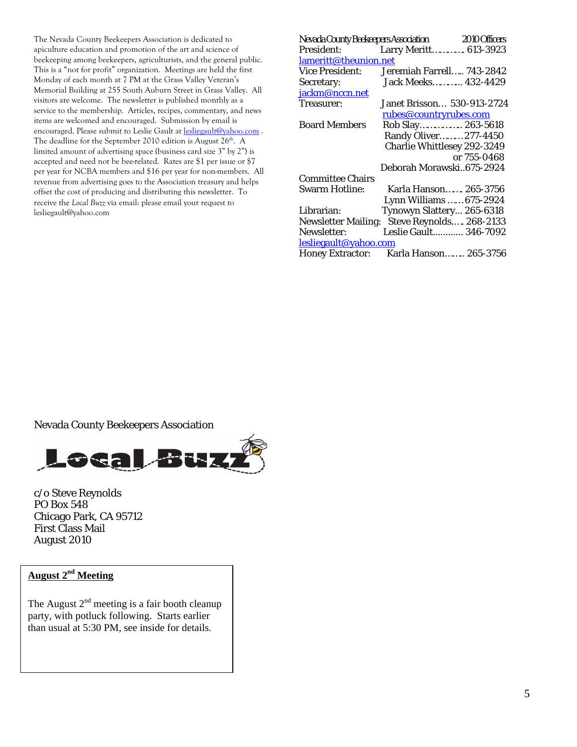The Nevada County Beekeepers Association is dedicated to apiculture education and promotion of the art and science of beekeeping among beekeepers, agriculturists, and the general public. This is a "not for profit" organization. Meetings are held the first Monday of each month at 7 PM at the Grass Valley Veteran's Memorial Building at 255 South Auburn Street in Grass Valley. All visitors are welcome. The newsletter is published monthly as a service to the membership. Articles, recipes, commentary, and news items are welcomed and encouraged. Submission by email is encouraged. Please submit to Leslie Gault at lesliegault@yahoo.com . The deadline for the September 2010 edition is August 26th. A limited amount of advertising space (business card size 3" by 2") is accepted and need not be bee-related. Rates are $1 per issue or $7 per year for NCBA members and $16 per year for non-members. All revenue from advertising goes to the Association treasury and helps offset the cost of producing and distributing this newsletter. To receive the *Local Buzz* via email: please email your request to lesliegault@yahoo.com

Nevada County Beekeepers Association 2010 Officers

President: Larry Meritt………. 613-3923
lameritt@theunion.net
Vice President: Jeremiah Farrell…. 743-2842
Secretary: Jack Meeks………. 432-4429
jackm@nccn.net
Treasurer: Janet Brisson… 530-913-2724
rubes@countryrubes.com
Board Members Rob Slay…………… 263-5618
Randy Oliver……. 277-4450
Charlie Whittlesey 292-3249
or 755-0468
Deborah Morawski..675-2924

Committee Chairs
Swarm Hotline: Karla Hanson…… 265-3756
Lynn Williams …..675-2924
Librarian: Tynowyn Slattery… 265-6318
Newsletter Mailing: Steve Reynolds…. 268-2133
Newsletter: Leslie Gault………… 346-7092
lesliegault@yahoo.com
Honey Extractor: Karla Hanson……. 265-3756

Nevada County Beekeepers Association

**Local Buzz**

c/o Steve Reynolds
PO Box 548
Chicago Park, CA 95712
First Class Mail
August 2010

**August 2nd Meeting**

The August 2nd meeting is a fair booth cleanup party, with potluck following. Starts earlier than usual at 5:30 PM, see inside for details.